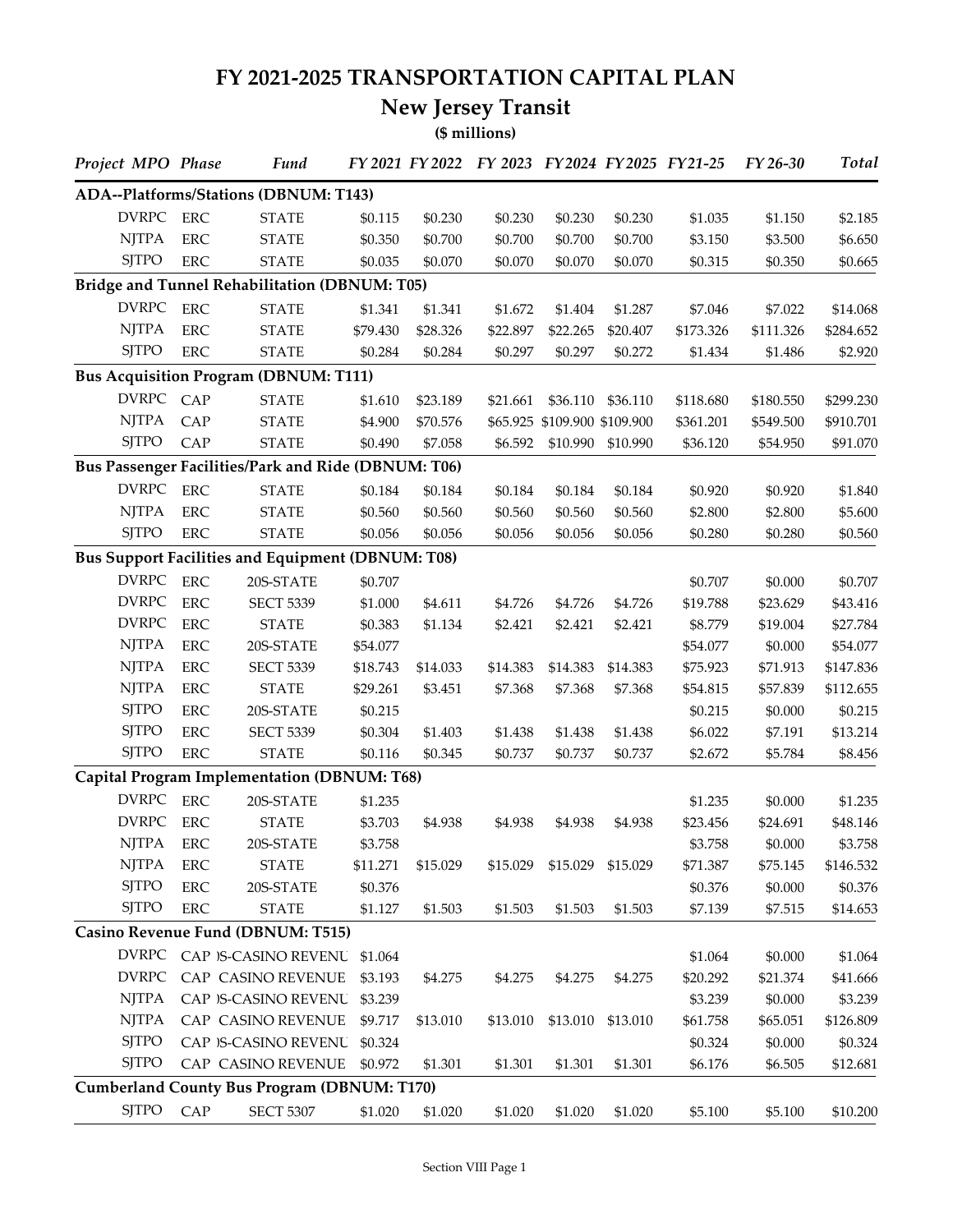# FY 2021-2025 TRANSPORTATION CAPITAL PLAN

## New Jersey Transit

**($ millions)**

| *Project* | *MPO* | *Phase* | *Fund* | *FY 2021* | *FY 2022* | *FY 2023* | *FY2024* | *FY2025* | *FY21-25* | *FY 26-30* | *Total* |
|---|---|---|---|---|---|---|---|---|---|---|---|
| **ADA--Platforms/Stations (DBNUM: T143)** | | | | | | | | | | | |
| | DVRPC | ERC | STATE | $0.115 | $0.230 | $0.230 | $0.230 | $0.230 | $1.035 | $1.150 | $2.185 |
| | NJTPA | ERC | STATE | $0.350 | $0.700 | $0.700 | $0.700 | $0.700 | $3.150 | $3.500 | $6.650 |
| | SJTPO | ERC | STATE | $0.035 | $0.070 | $0.070 | $0.070 | $0.070 | $0.315 | $0.350 | $0.665 |
| **Bridge and Tunnel Rehabilitation (DBNUM: T05)** | | | | | | | | | | | |
| | DVRPC | ERC | STATE | $1.341 | $1.341 | $1.672 | $1.404 | $1.287 | $7.046 | $7.022 | $14.068 |
| | NJTPA | ERC | STATE | $79.430 | $28.326 | $22.897 | $22.265 | $20.407 | $173.326 | $111.326 | $284.652 |
| | SJTPO | ERC | STATE | $0.284 | $0.284 | $0.297 | $0.297 | $0.272 | $1.434 | $1.486 | $2.920 |
| **Bus Acquisition Program (DBNUM: T111)** | | | | | | | | | | | |
| | DVRPC | CAP | STATE | $1.610 | $23.189 | $21.661 | $36.110 | $36.110 | $118.680 | $180.550 | $299.230 |
| | NJTPA | CAP | STATE | $4.900 | $70.576 | $65.925 | $109.900 | $109.900 | $361.201 | $549.500 | $910.701 |
| | SJTPO | CAP | STATE | $0.490 | $7.058 | $6.592 | $10.990 | $10.990 | $36.120 | $54.950 | $91.070 |
| **Bus Passenger Facilities/Park and Ride (DBNUM: T06)** | | | | | | | | | | | |
| | DVRPC | ERC | STATE | $0.184 | $0.184 | $0.184 | $0.184 | $0.184 | $0.920 | $0.920 | $1.840 |
| | NJTPA | ERC | STATE | $0.560 | $0.560 | $0.560 | $0.560 | $0.560 | $2.800 | $2.800 | $5.600 |
| | SJTPO | ERC | STATE | $0.056 | $0.056 | $0.056 | $0.056 | $0.056 | $0.280 | $0.280 | $0.560 |
| **Bus Support Facilities and Equipment (DBNUM: T08)** | | | | | | | | | | | |
| | DVRPC | ERC | 20S-STATE | $0.707 | | | | | $0.707 | $0.000 | $0.707 |
| | DVRPC | ERC | SECT 5339 | $1.000 | $4.611 | $4.726 | $4.726 | $4.726 | $19.788 | $23.629 | $43.416 |
| | DVRPC | ERC | STATE | $0.383 | $1.134 | $2.421 | $2.421 | $2.421 | $8.779 | $19.004 | $27.784 |
| | NJTPA | ERC | 20S-STATE | $54.077 | | | | | $54.077 | $0.000 | $54.077 |
| | NJTPA | ERC | SECT 5339 | $18.743 | $14.033 | $14.383 | $14.383 | $14.383 | $75.923 | $71.913 | $147.836 |
| | NJTPA | ERC | STATE | $29.261 | $3.451 | $7.368 | $7.368 | $7.368 | $54.815 | $57.839 | $112.655 |
| | SJTPO | ERC | 20S-STATE | $0.215 | | | | | $0.215 | $0.000 | $0.215 |
| | SJTPO | ERC | SECT 5339 | $0.304 | $1.403 | $1.438 | $1.438 | $1.438 | $6.022 | $7.191 | $13.214 |
| | SJTPO | ERC | STATE | $0.116 | $0.345 | $0.737 | $0.737 | $0.737 | $2.672 | $5.784 | $8.456 |
| **Capital Program Implementation (DBNUM: T68)** | | | | | | | | | | | |
| | DVRPC | ERC | 20S-STATE | $1.235 | | | | | $1.235 | $0.000 | $1.235 |
| | DVRPC | ERC | STATE | $3.703 | $4.938 | $4.938 | $4.938 | $4.938 | $23.456 | $24.691 | $48.146 |
| | NJTPA | ERC | 20S-STATE | $3.758 | | | | | $3.758 | $0.000 | $3.758 |
| | NJTPA | ERC | STATE | $11.271 | $15.029 | $15.029 | $15.029 | $15.029 | $71.387 | $75.145 | $146.532 |
| | SJTPO | ERC | 20S-STATE | $0.376 | | | | | $0.376 | $0.000 | $0.376 |
| | SJTPO | ERC | STATE | $1.127 | $1.503 | $1.503 | $1.503 | $1.503 | $7.139 | $7.515 | $14.653 |
| **Casino Revenue Fund (DBNUM: T515)** | | | | | | | | | | | |
| | DVRPC | CAP | )S-CASINO REVENU | $1.064 | | | | | $1.064 | $0.000 | $1.064 |
| | DVRPC | CAP | CASINO REVENUE | $3.193 | $4.275 | $4.275 | $4.275 | $4.275 | $20.292 | $21.374 | $41.666 |
| | NJTPA | CAP | )S-CASINO REVENU | $3.239 | | | | | $3.239 | $0.000 | $3.239 |
| | NJTPA | CAP | CASINO REVENUE | $9.717 | $13.010 | $13.010 | $13.010 | $13.010 | $61.758 | $65.051 | $126.809 |
| | SJTPO | CAP | )S-CASINO REVENU | $0.324 | | | | | $0.324 | $0.000 | $0.324 |
| | SJTPO | CAP | CASINO REVENUE | $0.972 | $1.301 | $1.301 | $1.301 | $1.301 | $6.176 | $6.505 | $12.681 |
| **Cumberland County Bus Program (DBNUM: T170)** | | | | | | | | | | | |
| | SJTPO | CAP | SECT 5307 | $1.020 | $1.020 | $1.020 | $1.020 | $1.020 | $5.100 | $5.100 | $10.200 |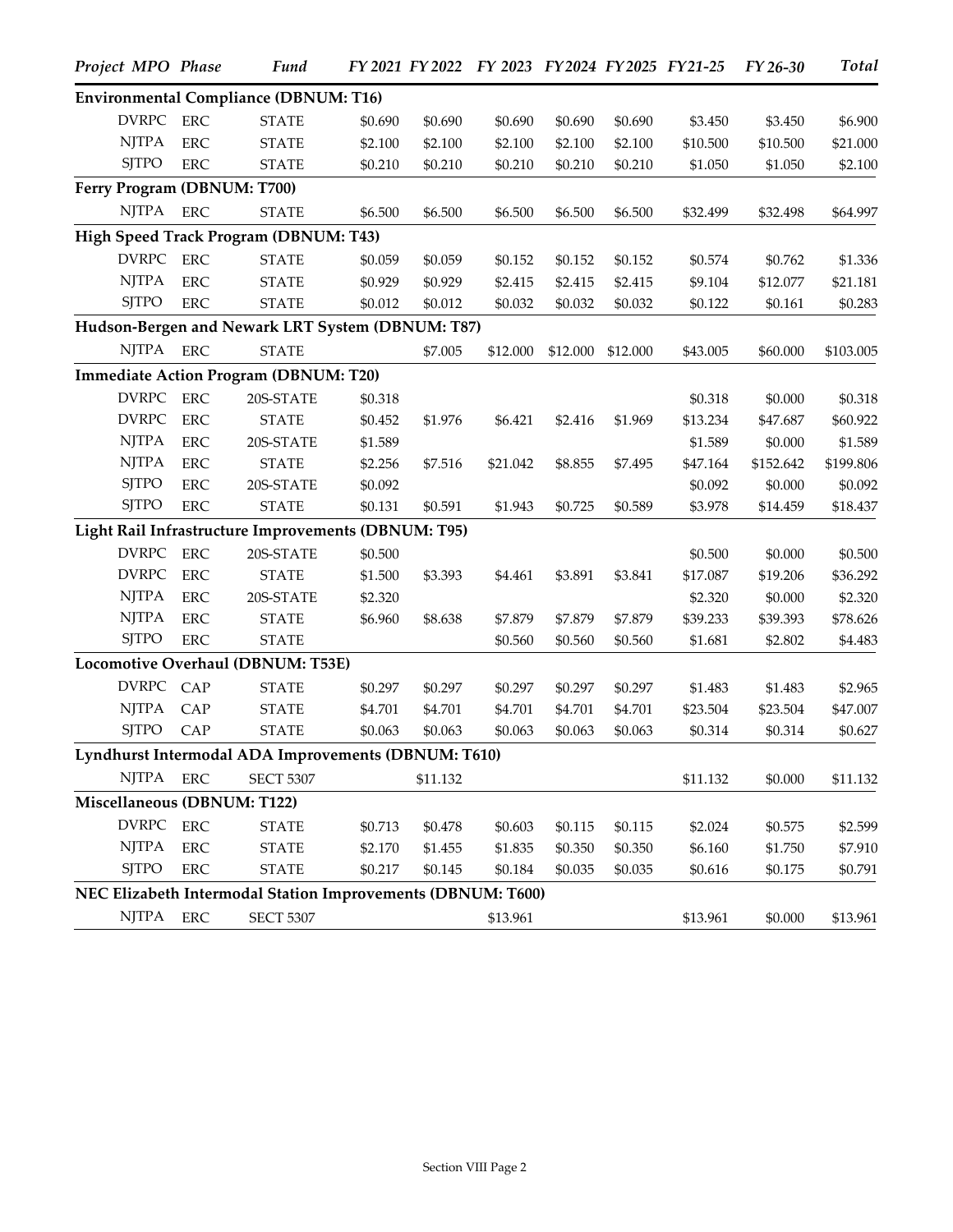| *Project MPO* | *Phase* | *Fund* | *FY 2021* | *FY 2022* | *FY 2023* | *FY2024* | *FY2025* | *FY21-25* | *FY 26-30* | *Total* |
|---|---|---|---|---|---|---|---|---|---|---|
| **Environmental Compliance (DBNUM: T16)** | | | | | | | | | | |
| DVRPC | ERC | STATE | $0.690 | $0.690 | $0.690 | $0.690 | $0.690 | $3.450 | $3.450 | $6.900 |
| NJTPA | ERC | STATE | $2.100 | $2.100 | $2.100 | $2.100 | $2.100 | $10.500 | $10.500 | $21.000 |
| SJTPO | ERC | STATE | $0.210 | $0.210 | $0.210 | $0.210 | $0.210 | $1.050 | $1.050 | $2.100 |
| **Ferry Program (DBNUM: T700)** | | | | | | | | | | |
| NJTPA | ERC | STATE | $6.500 | $6.500 | $6.500 | $6.500 | $6.500 | $32.499 | $32.498 | $64.997 |
| **High Speed Track Program (DBNUM: T43)** | | | | | | | | | | |
| DVRPC | ERC | STATE | $0.059 | $0.059 | $0.152 | $0.152 | $0.152 | $0.574 | $0.762 | $1.336 |
| NJTPA | ERC | STATE | $0.929 | $0.929 | $2.415 | $2.415 | $2.415 | $9.104 | $12.077 | $21.181 |
| SJTPO | ERC | STATE | $0.012 | $0.012 | $0.032 | $0.032 | $0.032 | $0.122 | $0.161 | $0.283 |
| **Hudson-Bergen and Newark LRT System (DBNUM: T87)** | | | | | | | | | | |
| NJTPA | ERC | STATE | | $7.005 | $12.000 | $12.000 | $12.000 | $43.005 | $60.000 | $103.005 |
| **Immediate Action Program (DBNUM: T20)** | | | | | | | | | | |
| DVRPC | ERC | 20S-STATE | $0.318 | | | | | $0.318 | $0.000 | $0.318 |
| DVRPC | ERC | STATE | $0.452 | $1.976 | $6.421 | $2.416 | $1.969 | $13.234 | $47.687 | $60.922 |
| NJTPA | ERC | 20S-STATE | $1.589 | | | | | $1.589 | $0.000 | $1.589 |
| NJTPA | ERC | STATE | $2.256 | $7.516 | $21.042 | $8.855 | $7.495 | $47.164 | $152.642 | $199.806 |
| SJTPO | ERC | 20S-STATE | $0.092 | | | | | $0.092 | $0.000 | $0.092 |
| SJTPO | ERC | STATE | $0.131 | $0.591 | $1.943 | $0.725 | $0.589 | $3.978 | $14.459 | $18.437 |
| **Light Rail Infrastructure Improvements (DBNUM: T95)** | | | | | | | | | | |
| DVRPC | ERC | 20S-STATE | $0.500 | | | | | $0.500 | $0.000 | $0.500 |
| DVRPC | ERC | STATE | $1.500 | $3.393 | $4.461 | $3.891 | $3.841 | $17.087 | $19.206 | $36.292 |
| NJTPA | ERC | 20S-STATE | $2.320 | | | | | $2.320 | $0.000 | $2.320 |
| NJTPA | ERC | STATE | $6.960 | $8.638 | $7.879 | $7.879 | $7.879 | $39.233 | $39.393 | $78.626 |
| SJTPO | ERC | STATE | | | $0.560 | $0.560 | $0.560 | $1.681 | $2.802 | $4.483 |
| **Locomotive Overhaul (DBNUM: T53E)** | | | | | | | | | | |
| DVRPC | CAP | STATE | $0.297 | $0.297 | $0.297 | $0.297 | $0.297 | $1.483 | $1.483 | $2.965 |
| NJTPA | CAP | STATE | $4.701 | $4.701 | $4.701 | $4.701 | $4.701 | $23.504 | $23.504 | $47.007 |
| SJTPO | CAP | STATE | $0.063 | $0.063 | $0.063 | $0.063 | $0.063 | $0.314 | $0.314 | $0.627 |
| **Lyndhurst Intermodal ADA Improvements (DBNUM: T610)** | | | | | | | | | | |
| NJTPA | ERC | SECT 5307 | | $11.132 | | | | $11.132 | $0.000 | $11.132 |
| **Miscellaneous (DBNUM: T122)** | | | | | | | | | | |
| DVRPC | ERC | STATE | $0.713 | $0.478 | $0.603 | $0.115 | $0.115 | $2.024 | $0.575 | $2.599 |
| NJTPA | ERC | STATE | $2.170 | $1.455 | $1.835 | $0.350 | $0.350 | $6.160 | $1.750 | $7.910 |
| SJTPO | ERC | STATE | $0.217 | $0.145 | $0.184 | $0.035 | $0.035 | $0.616 | $0.175 | $0.791 |
| **NEC Elizabeth Intermodal Station Improvements (DBNUM: T600)** | | | | | | | | | | |
| NJTPA | ERC | SECT 5307 | | | $13.961 | | | $13.961 | $0.000 | $13.961 |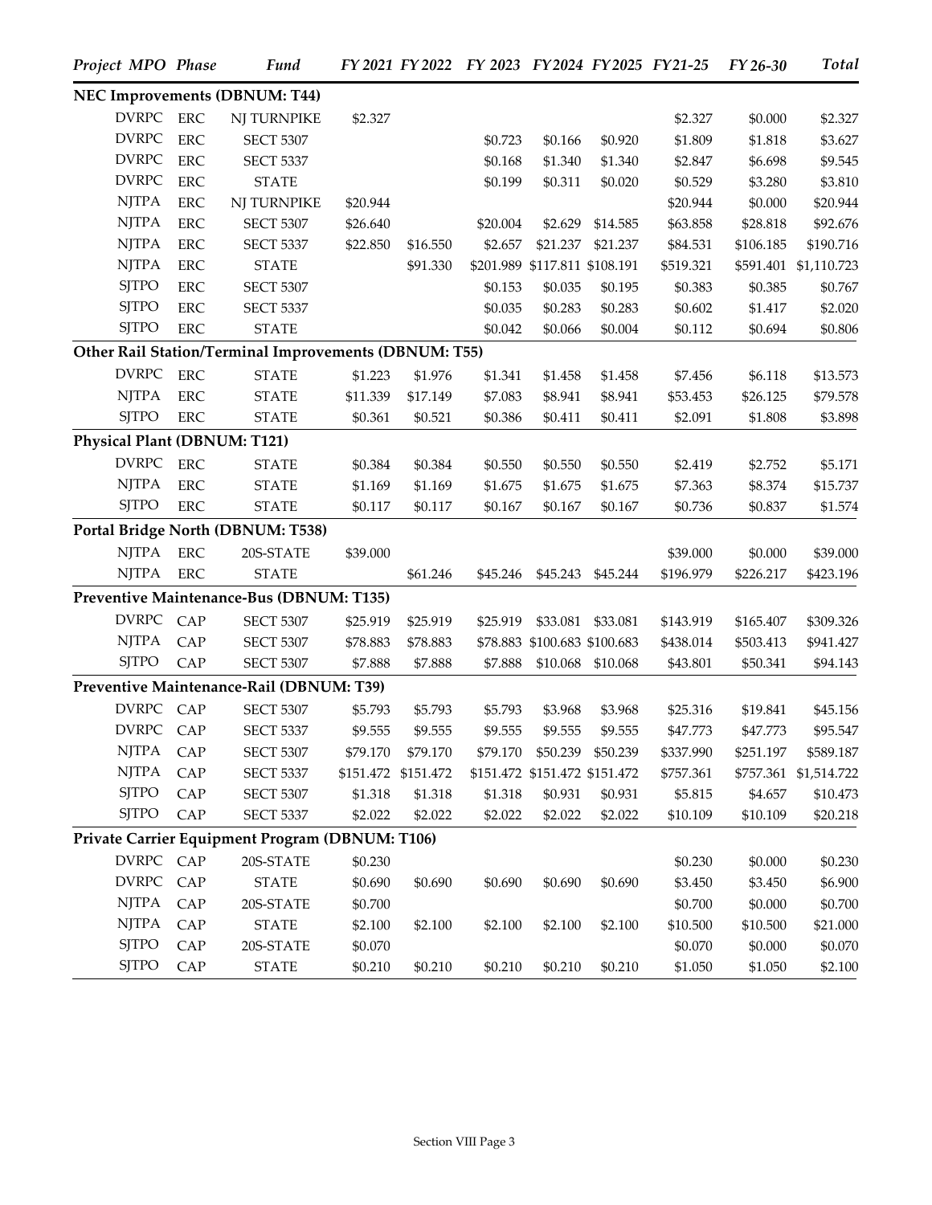| Project | MPO | Phase | Fund | FY 2021 | FY 2022 | FY 2023 | FY2024 | FY2025 | FY21-25 | FY 26-30 | Total |
|---|---|---|---|---|---|---|---|---|---|---|---|
| **NEC Improvements (DBNUM: T44)** | | | | | | | | | | | |
| | DVRPC | ERC | NJ TURNPIKE | $2.327 | | | | | $2.327 | $0.000 | $2.327 |
| | DVRPC | ERC | SECT 5307 | | | $0.723 | $0.166 | $0.920 | $1.809 | $1.818 | $3.627 |
| | DVRPC | ERC | SECT 5337 | | | $0.168 | $1.340 | $1.340 | $2.847 | $6.698 | $9.545 |
| | DVRPC | ERC | STATE | | | $0.199 | $0.311 | $0.020 | $0.529 | $3.280 | $3.810 |
| | NJTPA | ERC | NJ TURNPIKE | $20.944 | | | | | $20.944 | $0.000 | $20.944 |
| | NJTPA | ERC | SECT 5307 | $26.640 | | $20.004 | $2.629 | $14.585 | $63.858 | $28.818 | $92.676 |
| | NJTPA | ERC | SECT 5337 | $22.850 | $16.550 | $2.657 | $21.237 | $21.237 | $84.531 | $106.185 | $190.716 |
| | NJTPA | ERC | STATE | | $91.330 | $201.989 | $117.811 | $108.191 | $519.321 | $591.401 | $1,110.723 |
| | SJTPO | ERC | SECT 5307 | | | $0.153 | $0.035 | $0.195 | $0.383 | $0.385 | $0.767 |
| | SJTPO | ERC | SECT 5337 | | | $0.035 | $0.283 | $0.283 | $0.602 | $1.417 | $2.020 |
| | SJTPO | ERC | STATE | | | $0.042 | $0.066 | $0.004 | $0.112 | $0.694 | $0.806 |
| **Other Rail Station/Terminal Improvements (DBNUM: T55)** | | | | | | | | | | | |
| | DVRPC | ERC | STATE | $1.223 | $1.976 | $1.341 | $1.458 | $1.458 | $7.456 | $6.118 | $13.573 |
| | NJTPA | ERC | STATE | $11.339 | $17.149 | $7.083 | $8.941 | $8.941 | $53.453 | $26.125 | $79.578 |
| | SJTPO | ERC | STATE | $0.361 | $0.521 | $0.386 | $0.411 | $0.411 | $2.091 | $1.808 | $3.898 |
| **Physical Plant (DBNUM: T121)** | | | | | | | | | | | |
| | DVRPC | ERC | STATE | $0.384 | $0.384 | $0.550 | $0.550 | $0.550 | $2.419 | $2.752 | $5.171 |
| | NJTPA | ERC | STATE | $1.169 | $1.169 | $1.675 | $1.675 | $1.675 | $7.363 | $8.374 | $15.737 |
| | SJTPO | ERC | STATE | $0.117 | $0.117 | $0.167 | $0.167 | $0.167 | $0.736 | $0.837 | $1.574 |
| **Portal Bridge North (DBNUM: T538)** | | | | | | | | | | | |
| | NJTPA | ERC | 20S-STATE | $39.000 | | | | | $39.000 | $0.000 | $39.000 |
| | NJTPA | ERC | STATE | | $61.246 | $45.246 | $45.243 | $45.244 | $196.979 | $226.217 | $423.196 |
| **Preventive Maintenance-Bus (DBNUM: T135)** | | | | | | | | | | | |
| | DVRPC | CAP | SECT 5307 | $25.919 | $25.919 | $25.919 | $33.081 | $33.081 | $143.919 | $165.407 | $309.326 |
| | NJTPA | CAP | SECT 5307 | $78.883 | $78.883 | $78.883 | $100.683 | $100.683 | $438.014 | $503.413 | $941.427 |
| | SJTPO | CAP | SECT 5307 | $7.888 | $7.888 | $7.888 | $10.068 | $10.068 | $43.801 | $50.341 | $94.143 |
| **Preventive Maintenance-Rail (DBNUM: T39)** | | | | | | | | | | | |
| | DVRPC | CAP | SECT 5307 | $5.793 | $5.793 | $5.793 | $3.968 | $3.968 | $25.316 | $19.841 | $45.156 |
| | DVRPC | CAP | SECT 5337 | $9.555 | $9.555 | $9.555 | $9.555 | $9.555 | $47.773 | $47.773 | $95.547 |
| | NJTPA | CAP | SECT 5307 | $79.170 | $79.170 | $79.170 | $50.239 | $50.239 | $337.990 | $251.197 | $589.187 |
| | NJTPA | CAP | SECT 5337 | $151.472 | $151.472 | $151.472 | $151.472 | $151.472 | $757.361 | $757.361 | $1,514.722 |
| | SJTPO | CAP | SECT 5307 | $1.318 | $1.318 | $1.318 | $0.931 | $0.931 | $5.815 | $4.657 | $10.473 |
| | SJTPO | CAP | SECT 5337 | $2.022 | $2.022 | $2.022 | $2.022 | $2.022 | $10.109 | $10.109 | $20.218 |
| **Private Carrier Equipment Program (DBNUM: T106)** | | | | | | | | | | | |
| | DVRPC | CAP | 20S-STATE | $0.230 | | | | | $0.230 | $0.000 | $0.230 |
| | DVRPC | CAP | STATE | $0.690 | $0.690 | $0.690 | $0.690 | $0.690 | $3.450 | $3.450 | $6.900 |
| | NJTPA | CAP | 20S-STATE | $0.700 | | | | | $0.700 | $0.000 | $0.700 |
| | NJTPA | CAP | STATE | $2.100 | $2.100 | $2.100 | $2.100 | $2.100 | $10.500 | $10.500 | $21.000 |
| | SJTPO | CAP | 20S-STATE | $0.070 | | | | | $0.070 | $0.000 | $0.070 |
| | SJTPO | CAP | STATE | $0.210 | $0.210 | $0.210 | $0.210 | $0.210 | $1.050 | $1.050 | $2.100 |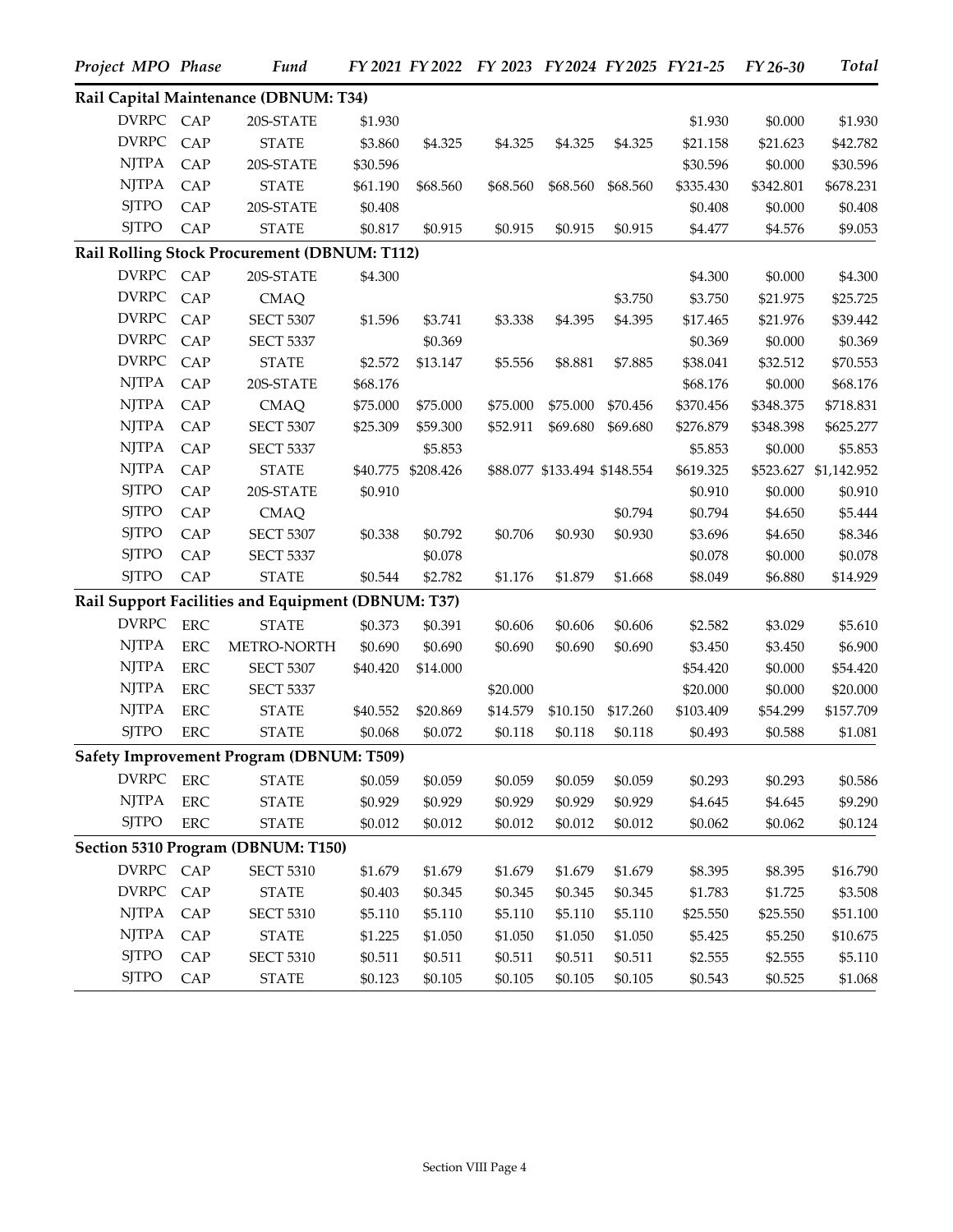| Project | MPO | Phase | Fund | FY 2021 | FY 2022 | FY 2023 | FY2024 | FY2025 | FY21-25 | FY 26-30 | Total |
|---|---|---|---|---|---|---|---|---|---|---|---|
| **Rail Capital Maintenance (DBNUM: T34)** | | | | | | | | | | | |
| | DVRPC | CAP | 20S-STATE | $1.930 | | | | | $1.930 | $0.000 | $1.930 |
| | DVRPC | CAP | STATE | $3.860 | $4.325 | $4.325 | $4.325 | $4.325 | $21.158 | $21.623 | $42.782 |
| | NJTPA | CAP | 20S-STATE | $30.596 | | | | | $30.596 | $0.000 | $30.596 |
| | NJTPA | CAP | STATE | $61.190 | $68.560 | $68.560 | $68.560 | $68.560 | $335.430 | $342.801 | $678.231 |
| | SJTPO | CAP | 20S-STATE | $0.408 | | | | | $0.408 | $0.000 | $0.408 |
| | SJTPO | CAP | STATE | $0.817 | $0.915 | $0.915 | $0.915 | $0.915 | $4.477 | $4.576 | $9.053 |
| **Rail Rolling Stock Procurement (DBNUM: T112)** | | | | | | | | | | | |
| | DVRPC | CAP | 20S-STATE | $4.300 | | | | | $4.300 | $0.000 | $4.300 |
| | DVRPC | CAP | CMAQ | | | | | $3.750 | $3.750 | $21.975 | $25.725 |
| | DVRPC | CAP | SECT 5307 | $1.596 | $3.741 | $3.338 | $4.395 | $4.395 | $17.465 | $21.976 | $39.442 |
| | DVRPC | CAP | SECT 5337 | | $0.369 | | | | $0.369 | $0.000 | $0.369 |
| | DVRPC | CAP | STATE | $2.572 | $13.147 | $5.556 | $8.881 | $7.885 | $38.041 | $32.512 | $70.553 |
| | NJTPA | CAP | 20S-STATE | $68.176 | | | | | $68.176 | $0.000 | $68.176 |
| | NJTPA | CAP | CMAQ | $75.000 | $75.000 | $75.000 | $75.000 | $70.456 | $370.456 | $348.375 | $718.831 |
| | NJTPA | CAP | SECT 5307 | $25.309 | $59.300 | $52.911 | $69.680 | $69.680 | $276.879 | $348.398 | $625.277 |
| | NJTPA | CAP | SECT 5337 | | $5.853 | | | | $5.853 | $0.000 | $5.853 |
| | NJTPA | CAP | STATE | $40.775 | $208.426 | $88.077 | $133.494 | $148.554 | $619.325 | $523.627 | $1,142.952 |
| | SJTPO | CAP | 20S-STATE | $0.910 | | | | | $0.910 | $0.000 | $0.910 |
| | SJTPO | CAP | CMAQ | | | | | $0.794 | $0.794 | $4.650 | $5.444 |
| | SJTPO | CAP | SECT 5307 | $0.338 | $0.792 | $0.706 | $0.930 | $0.930 | $3.696 | $4.650 | $8.346 |
| | SJTPO | CAP | SECT 5337 | | $0.078 | | | | $0.078 | $0.000 | $0.078 |
| | SJTPO | CAP | STATE | $0.544 | $2.782 | $1.176 | $1.879 | $1.668 | $8.049 | $6.880 | $14.929 |
| **Rail Support Facilities and Equipment (DBNUM: T37)** | | | | | | | | | | | |
| | DVRPC | ERC | STATE | $0.373 | $0.391 | $0.606 | $0.606 | $0.606 | $2.582 | $3.029 | $5.610 |
| | NJTPA | ERC | METRO-NORTH | $0.690 | $0.690 | $0.690 | $0.690 | $0.690 | $3.450 | $3.450 | $6.900 |
| | NJTPA | ERC | SECT 5307 | $40.420 | $14.000 | | | | $54.420 | $0.000 | $54.420 |
| | NJTPA | ERC | SECT 5337 | | | $20.000 | | | $20.000 | $0.000 | $20.000 |
| | NJTPA | ERC | STATE | $40.552 | $20.869 | $14.579 | $10.150 | $17.260 | $103.409 | $54.299 | $157.709 |
| | SJTPO | ERC | STATE | $0.068 | $0.072 | $0.118 | $0.118 | $0.118 | $0.493 | $0.588 | $1.081 |
| **Safety Improvement Program (DBNUM: T509)** | | | | | | | | | | | |
| | DVRPC | ERC | STATE | $0.059 | $0.059 | $0.059 | $0.059 | $0.059 | $0.293 | $0.293 | $0.586 |
| | NJTPA | ERC | STATE | $0.929 | $0.929 | $0.929 | $0.929 | $0.929 | $4.645 | $4.645 | $9.290 |
| | SJTPO | ERC | STATE | $0.012 | $0.012 | $0.012 | $0.012 | $0.012 | $0.062 | $0.062 | $0.124 |
| **Section 5310 Program (DBNUM: T150)** | | | | | | | | | | | |
| | DVRPC | CAP | SECT 5310 | $1.679 | $1.679 | $1.679 | $1.679 | $1.679 | $8.395 | $8.395 | $16.790 |
| | DVRPC | CAP | STATE | $0.403 | $0.345 | $0.345 | $0.345 | $0.345 | $1.783 | $1.725 | $3.508 |
| | NJTPA | CAP | SECT 5310 | $5.110 | $5.110 | $5.110 | $5.110 | $5.110 | $25.550 | $25.550 | $51.100 |
| | NJTPA | CAP | STATE | $1.225 | $1.050 | $1.050 | $1.050 | $1.050 | $5.425 | $5.250 | $10.675 |
| | SJTPO | CAP | SECT 5310 | $0.511 | $0.511 | $0.511 | $0.511 | $0.511 | $2.555 | $2.555 | $5.110 |
| | SJTPO | CAP | STATE | $0.123 | $0.105 | $0.105 | $0.105 | $0.105 | $0.543 | $0.525 | $1.068 |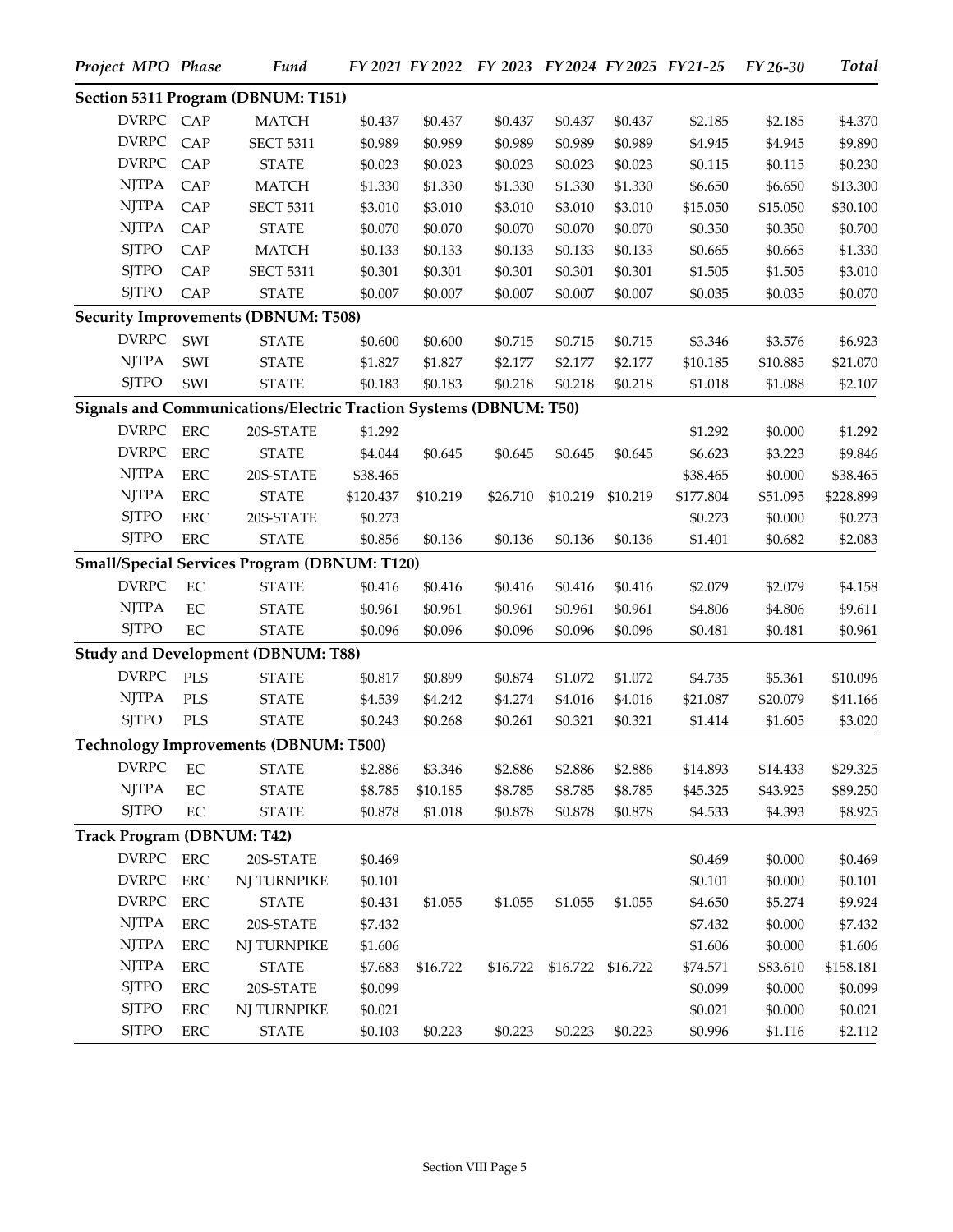| *Project* | *MPO* | *Phase* | *Fund* | *FY 2021* | *FY 2022* | *FY 2023* | *FY2024* | *FY2025* | *FY21-25* | *FY 26-30* | *Total* |
|---|---|---|---|---|---|---|---|---|---|---|---|
| **Section 5311 Program (DBNUM: T151)** | | | | | | | | | | | |
| | DVRPC | CAP | MATCH | $0.437 | $0.437 | $0.437 | $0.437 | $0.437 | $2.185 | $2.185 | $4.370 |
| | DVRPC | CAP | SECT 5311 | $0.989 | $0.989 | $0.989 | $0.989 | $0.989 | $4.945 | $4.945 | $9.890 |
| | DVRPC | CAP | STATE | $0.023 | $0.023 | $0.023 | $0.023 | $0.023 | $0.115 | $0.115 | $0.230 |
| | NJTPA | CAP | MATCH | $1.330 | $1.330 | $1.330 | $1.330 | $1.330 | $6.650 | $6.650 | $13.300 |
| | NJTPA | CAP | SECT 5311 | $3.010 | $3.010 | $3.010 | $3.010 | $3.010 | $15.050 | $15.050 | $30.100 |
| | NJTPA | CAP | STATE | $0.070 | $0.070 | $0.070 | $0.070 | $0.070 | $0.350 | $0.350 | $0.700 |
| | SJTPO | CAP | MATCH | $0.133 | $0.133 | $0.133 | $0.133 | $0.133 | $0.665 | $0.665 | $1.330 |
| | SJTPO | CAP | SECT 5311 | $0.301 | $0.301 | $0.301 | $0.301 | $0.301 | $1.505 | $1.505 | $3.010 |
| | SJTPO | CAP | STATE | $0.007 | $0.007 | $0.007 | $0.007 | $0.007 | $0.035 | $0.035 | $0.070 |
| **Security Improvements (DBNUM: T508)** | | | | | | | | | | | |
| | DVRPC | SWI | STATE | $0.600 | $0.600 | $0.715 | $0.715 | $0.715 | $3.346 | $3.576 | $6.923 |
| | NJTPA | SWI | STATE | $1.827 | $1.827 | $2.177 | $2.177 | $2.177 | $10.185 | $10.885 | $21.070 |
| | SJTPO | SWI | STATE | $0.183 | $0.183 | $0.218 | $0.218 | $0.218 | $1.018 | $1.088 | $2.107 |
| **Signals and Communications/Electric Traction Systems (DBNUM: T50)** | | | | | | | | | | | |
| | DVRPC | ERC | 20S-STATE | $1.292 | | | | | $1.292 | $0.000 | $1.292 |
| | DVRPC | ERC | STATE | $4.044 | $0.645 | $0.645 | $0.645 | $0.645 | $6.623 | $3.223 | $9.846 |
| | NJTPA | ERC | 20S-STATE | $38.465 | | | | | $38.465 | $0.000 | $38.465 |
| | NJTPA | ERC | STATE | $120.437 | $10.219 | $26.710 | $10.219 | $10.219 | $177.804 | $51.095 | $228.899 |
| | SJTPO | ERC | 20S-STATE | $0.273 | | | | | $0.273 | $0.000 | $0.273 |
| | SJTPO | ERC | STATE | $0.856 | $0.136 | $0.136 | $0.136 | $0.136 | $1.401 | $0.682 | $2.083 |
| **Small/Special Services Program (DBNUM: T120)** | | | | | | | | | | | |
| | DVRPC | EC | STATE | $0.416 | $0.416 | $0.416 | $0.416 | $0.416 | $2.079 | $2.079 | $4.158 |
| | NJTPA | EC | STATE | $0.961 | $0.961 | $0.961 | $0.961 | $0.961 | $4.806 | $4.806 | $9.611 |
| | SJTPO | EC | STATE | $0.096 | $0.096 | $0.096 | $0.096 | $0.096 | $0.481 | $0.481 | $0.961 |
| **Study and Development (DBNUM: T88)** | | | | | | | | | | | |
| | DVRPC | PLS | STATE | $0.817 | $0.899 | $0.874 | $1.072 | $1.072 | $4.735 | $5.361 | $10.096 |
| | NJTPA | PLS | STATE | $4.539 | $4.242 | $4.274 | $4.016 | $4.016 | $21.087 | $20.079 | $41.166 |
| | SJTPO | PLS | STATE | $0.243 | $0.268 | $0.261 | $0.321 | $0.321 | $1.414 | $1.605 | $3.020 |
| **Technology Improvements (DBNUM: T500)** | | | | | | | | | | | |
| | DVRPC | EC | STATE | $2.886 | $3.346 | $2.886 | $2.886 | $2.886 | $14.893 | $14.433 | $29.325 |
| | NJTPA | EC | STATE | $8.785 | $10.185 | $8.785 | $8.785 | $8.785 | $45.325 | $43.925 | $89.250 |
| | SJTPO | EC | STATE | $0.878 | $1.018 | $0.878 | $0.878 | $0.878 | $4.533 | $4.393 | $8.925 |
| **Track Program (DBNUM: T42)** | | | | | | | | | | | |
| | DVRPC | ERC | 20S-STATE | $0.469 | | | | | $0.469 | $0.000 | $0.469 |
| | DVRPC | ERC | NJ TURNPIKE | $0.101 | | | | | $0.101 | $0.000 | $0.101 |
| | DVRPC | ERC | STATE | $0.431 | $1.055 | $1.055 | $1.055 | $1.055 | $4.650 | $5.274 | $9.924 |
| | NJTPA | ERC | 20S-STATE | $7.432 | | | | | $7.432 | $0.000 | $7.432 |
| | NJTPA | ERC | NJ TURNPIKE | $1.606 | | | | | $1.606 | $0.000 | $1.606 |
| | NJTPA | ERC | STATE | $7.683 | $16.722 | $16.722 | $16.722 | $16.722 | $74.571 | $83.610 | $158.181 |
| | SJTPO | ERC | 20S-STATE | $0.099 | | | | | $0.099 | $0.000 | $0.099 |
| | SJTPO | ERC | NJ TURNPIKE | $0.021 | | | | | $0.021 | $0.000 | $0.021 |
| | SJTPO | ERC | STATE | $0.103 | $0.223 | $0.223 | $0.223 | $0.223 | $0.996 | $1.116 | $2.112 |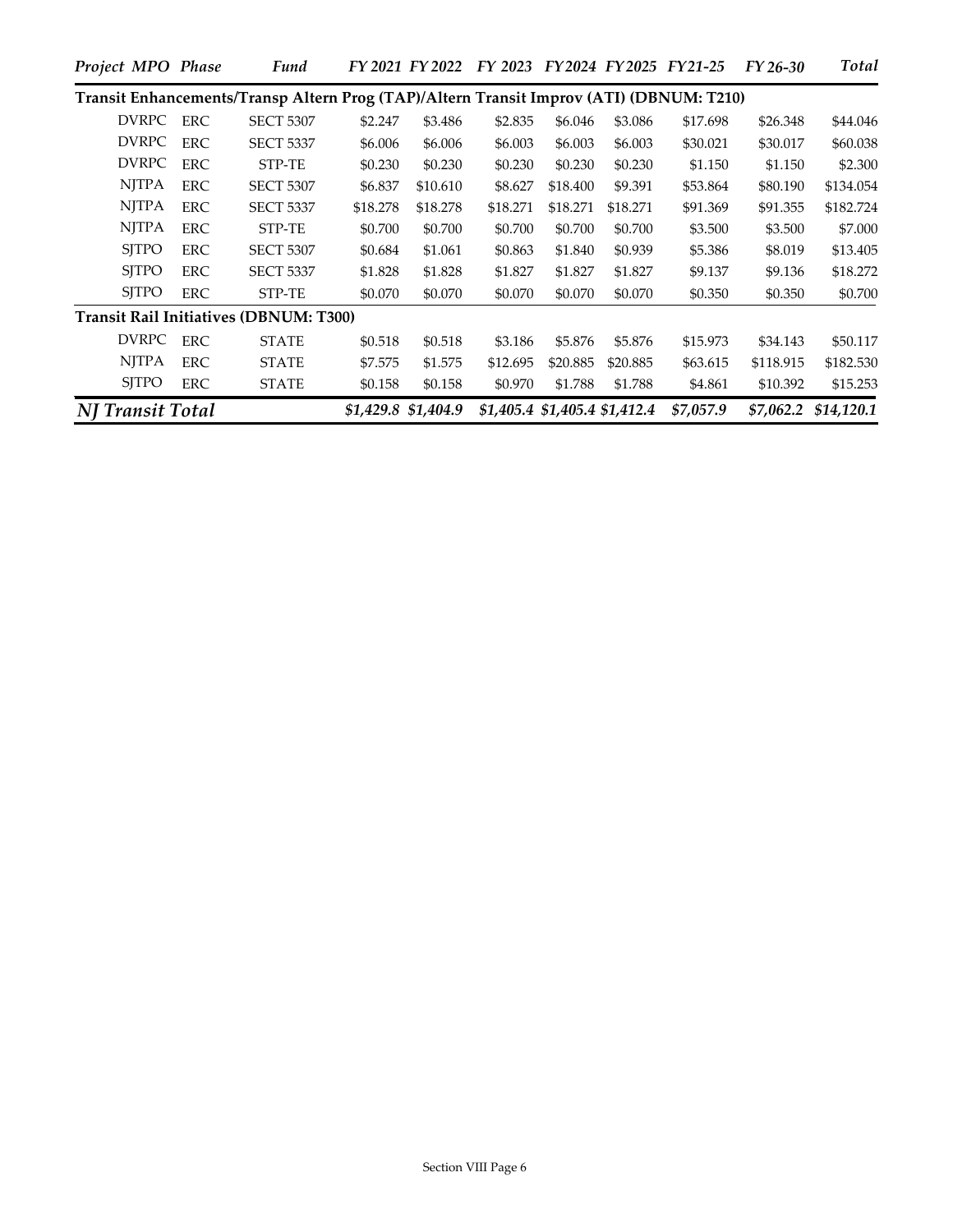| Project | MPO | Phase | Fund | FY 2021 | FY 2022 | FY 2023 | FY2024 | FY2025 | FY21-25 | FY 26-30 | Total |
|---|---|---|---|---|---|---|---|---|---|---|---|
| **Transit Enhancements/Transp Altern Prog (TAP)/Altern Transit Improv (ATI) (DBNUM: T210)** | | | | | | | | | | | |
| | DVRPC | ERC | SECT 5307 | $2.247 | $3.486 | $2.835 | $6.046 | $3.086 | $17.698 | $26.348 | $44.046 |
| | DVRPC | ERC | SECT 5337 | $6.006 | $6.006 | $6.003 | $6.003 | $6.003 | $30.021 | $30.017 | $60.038 |
| | DVRPC | ERC | STP-TE | $0.230 | $0.230 | $0.230 | $0.230 | $0.230 | $1.150 | $1.150 | $2.300 |
| | NJTPA | ERC | SECT 5307 | $6.837 | $10.610 | $8.627 | $18.400 | $9.391 | $53.864 | $80.190 | $134.054 |
| | NJTPA | ERC | SECT 5337 | $18.278 | $18.278 | $18.271 | $18.271 | $18.271 | $91.369 | $91.355 | $182.724 |
| | NJTPA | ERC | STP-TE | $0.700 | $0.700 | $0.700 | $0.700 | $0.700 | $3.500 | $3.500 | $7.000 |
| | SJTPO | ERC | SECT 5307 | $0.684 | $1.061 | $0.863 | $1.840 | $0.939 | $5.386 | $8.019 | $13.405 |
| | SJTPO | ERC | SECT 5337 | $1.828 | $1.828 | $1.827 | $1.827 | $1.827 | $9.137 | $9.136 | $18.272 |
| | SJTPO | ERC | STP-TE | $0.070 | $0.070 | $0.070 | $0.070 | $0.070 | $0.350 | $0.350 | $0.700 |
| **Transit Rail Initiatives (DBNUM: T300)** | | | | | | | | | | | |
| | DVRPC | ERC | STATE | $0.518 | $0.518 | $3.186 | $5.876 | $5.876 | $15.973 | $34.143 | $50.117 |
| | NJTPA | ERC | STATE | $7.575 | $1.575 | $12.695 | $20.885 | $20.885 | $63.615 | $118.915 | $182.530 |
| | SJTPO | ERC | STATE | $0.158 | $0.158 | $0.970 | $1.788 | $1.788 | $4.861 | $10.392 | $15.253 |
| ***NJ Transit Total*** | | | | ***$1,429.8*** | ***$1,404.9*** | ***$1,405.4*** | ***$1,405.4*** | ***$1,412.4*** | ***$7,057.9*** | ***$7,062.2*** | ***$14,120.1*** |